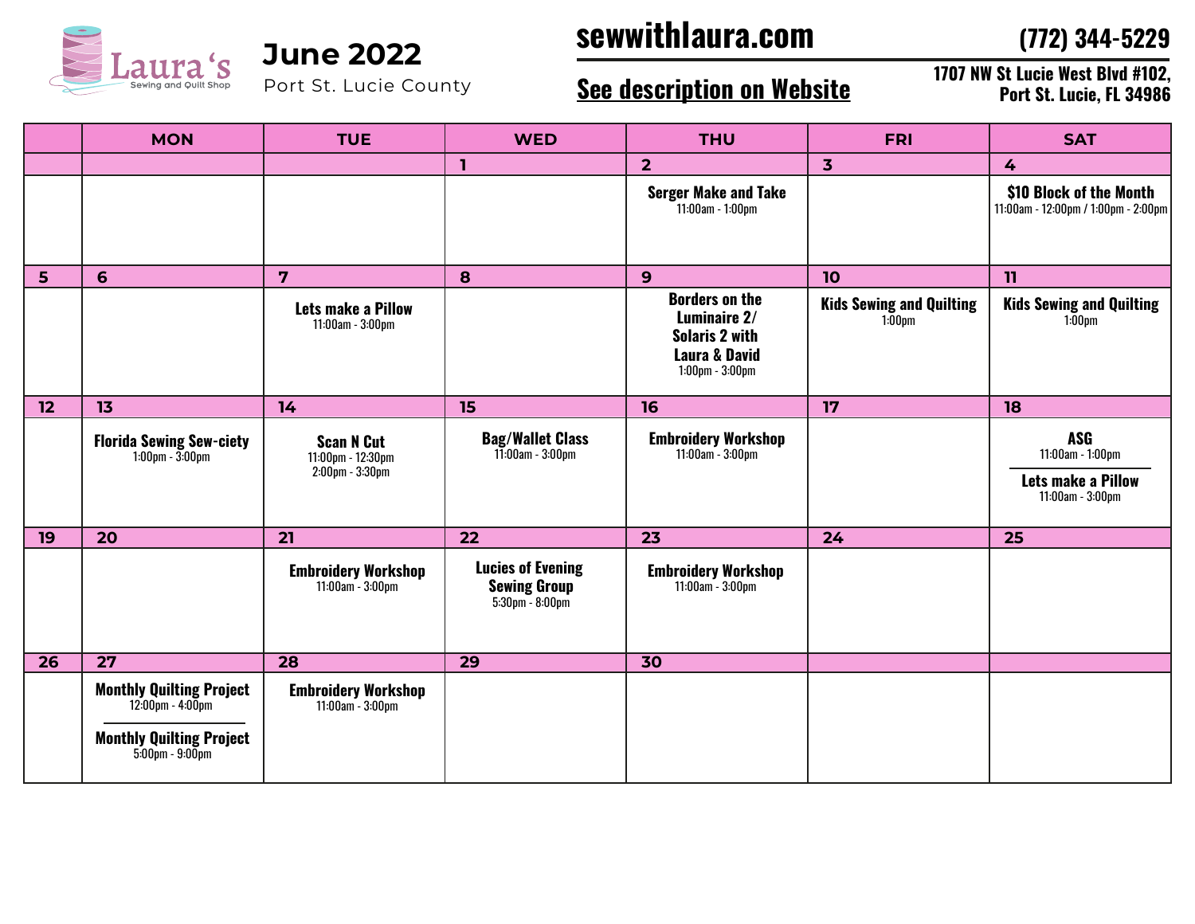Laura's Sewing and Quilt Shop

# June 2022

Port St. Lucie County

**sewwithlaura.com**

**(772) 344-5229**

**See description on Website**

**1707 NW St Lucie West Blvd #102, Port St. Lucie, FL 34986**

| | MON | TUE | WED | THU | FRI | SAT |
|---|---|---|---|---|---|---|
| | | | 1 | 2 | 3 | 4 |
| | | | | **Serger Make and Take** 11:00am - 1:00pm | | **$10 Block of the Month** 11:00am - 12:00pm / 1:00pm - 2:00pm |
| 5 | 6 | 7 | 8 | 9 | 10 | 11 |
| | | **Lets make a Pillow** 11:00am - 3:00pm | | **Borders on the Luminaire 2/ Solaris 2 with Laura & David** 1:00pm - 3:00pm | **Kids Sewing and Quilting** 1:00pm | **Kids Sewing and Quilting** 1:00pm |
| 12 | 13 | 14 | 15 | 16 | 17 | 18 |
| | **Florida Sewing Sew-ciety** 1:00pm - 3:00pm | **Scan N Cut** 11:00pm - 12:30pm 2:00pm - 3:30pm | **Bag/Wallet Class** 11:00am - 3:00pm | **Embroidery Workshop** 11:00am - 3:00pm | | **ASG** 11:00am - 1:00pm / **Lets make a Pillow** 11:00am - 3:00pm |
| 19 | 20 | 21 | 22 | 23 | 24 | 25 |
| | | **Embroidery Workshop** 11:00am - 3:00pm | **Lucies of Evening Sewing Group** 5:30pm - 8:00pm | **Embroidery Workshop** 11:00am - 3:00pm | | |
| 26 | 27 | 28 | 29 | 30 | | |
| | **Monthly Quilting Project** 12:00pm - 4:00pm / **Monthly Quilting Project** 5:00pm - 9:00pm | **Embroidery Workshop** 11:00am - 3:00pm | | | | |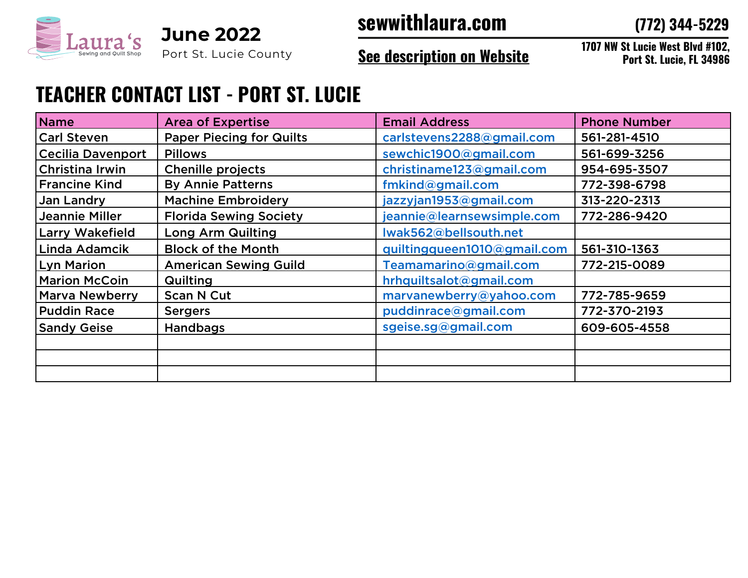Laura's Sewing and Quilt Shop

**June 2022**
Port St. Lucie County

**sewwithlaura.com**

**(772) 344-5229**

**See description on Website**

**1707 NW St Lucie West Blvd #102, Port St. Lucie, FL 34986**

# TEACHER CONTACT LIST - PORT ST. LUCIE

| Name | Area of Expertise | Email Address | Phone Number |
|---|---|---|---|
| Carl Steven | Paper Piecing for Quilts | carlstevens2288@gmail.com | 561-281-4510 |
| Cecilia Davenport | Pillows | sewchic1900@gmail.com | 561-699-3256 |
| Christina Irwin | Chenille projects | christiname123@gmail.com | 954-695-3507 |
| Francine Kind | By Annie Patterns | fmkind@gmail.com | 772-398-6798 |
| Jan Landry | Machine Embroidery | jazzyjan1953@gmail.com | 313-220-2313 |
| Jeannie Miller | Florida Sewing Society | jeannie@learnsewsimple.com | 772-286-9420 |
| Larry Wakefield | Long Arm Quilting | lwak562@bellsouth.net | |
| Linda Adamcik | Block of the Month | quiltingqueen1010@gmail.com | 561-310-1363 |
| Lyn Marion | American Sewing Guild | Teamamarino@gmail.com | 772-215-0089 |
| Marion McCoin | Quilting | hrhquiltsalot@gmail.com | |
| Marva Newberry | Scan N Cut | marvanewberry@yahoo.com | 772-785-9659 |
| Puddin Race | Sergers | puddinrace@gmail.com | 772-370-2193 |
| Sandy Geise | Handbags | sgeise.sg@gmail.com | 609-605-4558 |
| | | | |
| | | | |
| | | | |